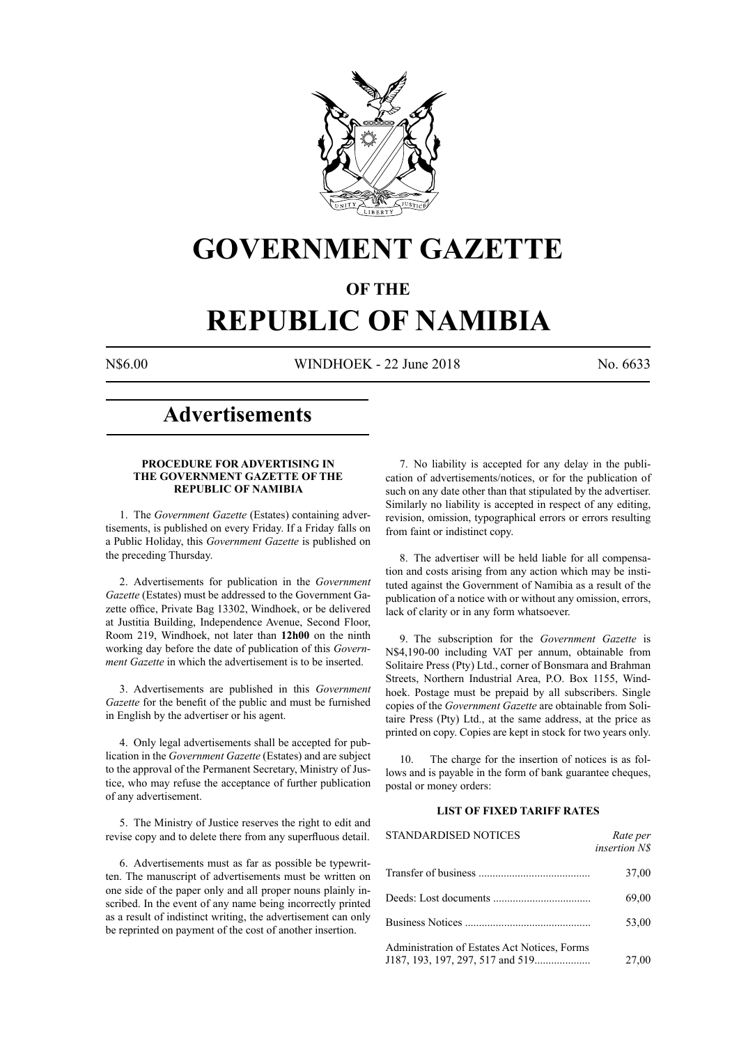# GOVERNMENT GAZETTE

## OF THE

# REPUBLIC OF NAMIBIA

N$6.00 WINDHOEK - 22 June 2018 No. 6633

# Advertisements

### PROCEDURE FOR ADVERTISING IN THE GOVERNMENT GAZETTE OF THE REPUBLIC OF NAMIBIA

1. The *Government Gazette* (Estates) containing advertisements, is published on every Friday. If a Friday falls on a Public Holiday, this *Government Gazette* is published on the preceding Thursday.

2. Advertisements for publication in the *Government Gazette* (Estates) must be addressed to the Government Gazette office, Private Bag 13302, Windhoek, or be delivered at Justitia Building, Independence Avenue, Second Floor, Room 219, Windhoek, not later than **12h00** on the ninth working day before the date of publication of this *Government Gazette* in which the advertisement is to be inserted.

3. Advertisements are published in this *Government Gazette* for the benefit of the public and must be furnished in English by the advertiser or his agent.

4. Only legal advertisements shall be accepted for publication in the *Government Gazette* (Estates) and are subject to the approval of the Permanent Secretary, Ministry of Justice, who may refuse the acceptance of further publication of any advertisement.

5. The Ministry of Justice reserves the right to edit and revise copy and to delete there from any superfluous detail.

6. Advertisements must as far as possible be typewritten. The manuscript of advertisements must be written on one side of the paper only and all proper nouns plainly inscribed. In the event of any name being incorrectly printed as a result of indistinct writing, the advertisement can only be reprinted on payment of the cost of another insertion.

7. No liability is accepted for any delay in the publication of advertisements/notices, or for the publication of such on any date other than that stipulated by the advertiser. Similarly no liability is accepted in respect of any editing, revision, omission, typographical errors or errors resulting from faint or indistinct copy.

8. The advertiser will be held liable for all compensation and costs arising from any action which may be instituted against the Government of Namibia as a result of the publication of a notice with or without any omission, errors, lack of clarity or in any form whatsoever.

9. The subscription for the *Government Gazette* is N$4,190-00 including VAT per annum, obtainable from Solitaire Press (Pty) Ltd., corner of Bonsmara and Brahman Streets, Northern Industrial Area, P.O. Box 1155, Windhoek. Postage must be prepaid by all subscribers. Single copies of the *Government Gazette* are obtainable from Solitaire Press (Pty) Ltd., at the same address, at the price as printed on copy. Copies are kept in stock for two years only.

10. The charge for the insertion of notices is as follows and is payable in the form of bank guarantee cheques, postal or money orders:

### LIST OF FIXED TARIFF RATES

| STANDARDISED NOTICES | *Rate per insertion N$* |
|---|---|
| Transfer of business | 37,00 |
| Deeds: Lost documents | 69,00 |
| Business Notices | 53,00 |
| Administration of Estates Act Notices, Forms J187, 193, 197, 297, 517 and 519 | 27,00 |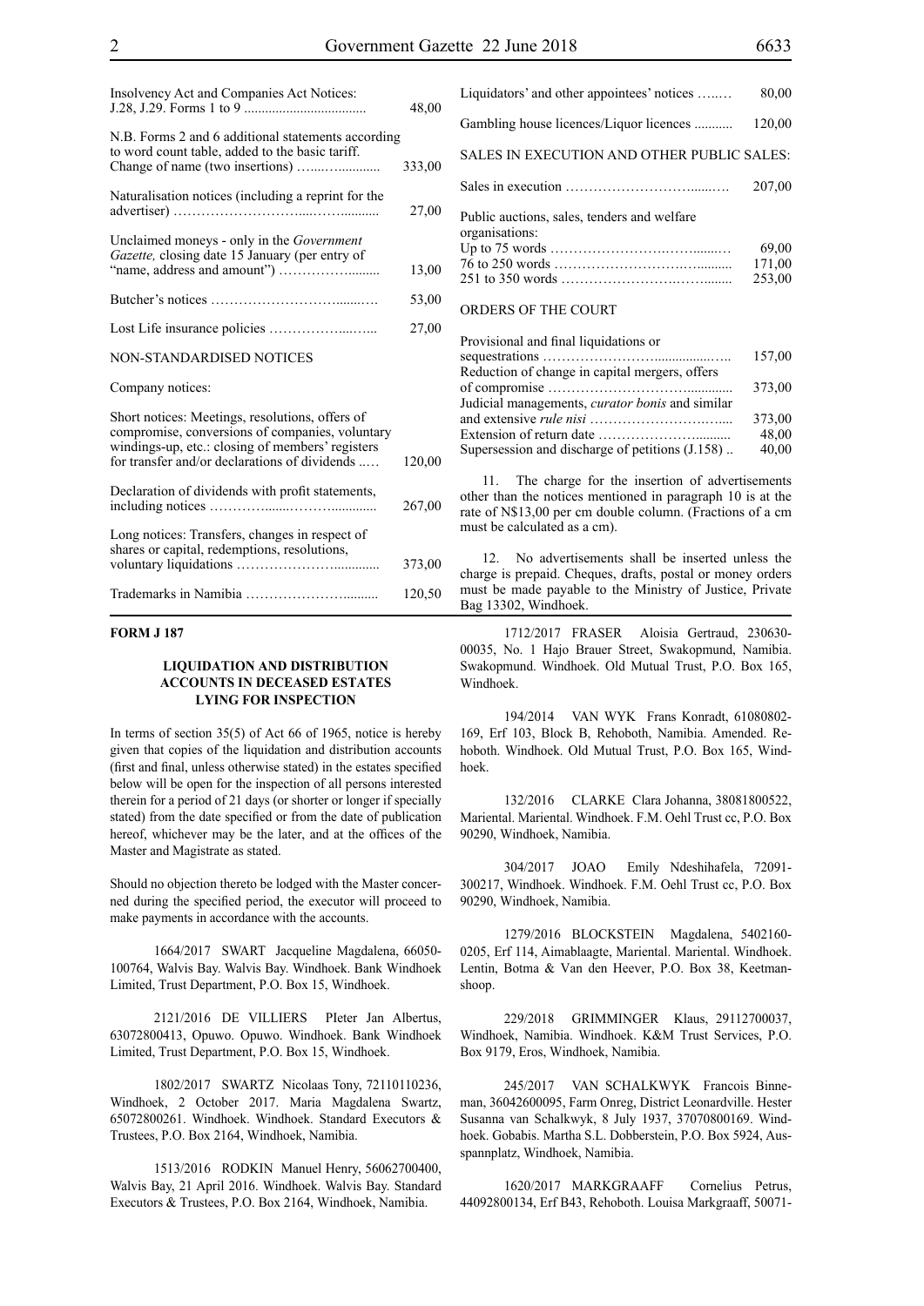| | |
|---|---|
| Insolvency Act and Companies Act Notices: J.28, J.29. Forms 1 to 9 | 48,00 |
| N.B. Forms 2 and 6 additional statements according to word count table, added to the basic tariff. Change of name (two insertions) | 333,00 |
| Naturalisation notices (including a reprint for the advertiser) | 27,00 |
| Unclaimed moneys - only in the *Government Gazette,* closing date 15 January (per entry of "name, address and amount") | 13,00 |
| Butcher's notices | 53,00 |
| Lost Life insurance policies | 27,00 |

NON-STANDARDISED NOTICES

Company notices:

| | |
|---|---|
| Short notices: Meetings, resolutions, offers of compromise, conversions of companies, voluntary windings-up, etc.: closing of members' registers for transfer and/or declarations of dividends | 120,00 |
| Declaration of dividends with profit statements, including notices | 267,00 |
| Long notices: Transfers, changes in respect of shares or capital, redemptions, resolutions, voluntary liquidations | 373,00 |
| Trademarks in Namibia | 120,50 |
| Liquidators' and other appointees' notices | 80,00 |
| Gambling house licences/Liquor licences | 120,00 |

SALES IN EXECUTION AND OTHER PUBLIC SALES:

| | |
|---|---|
| Sales in execution | 207,00 |
| Public auctions, sales, tenders and welfare organisations: | |
| Up to 75 words | 69,00 |
| 76 to 250 words | 171,00 |
| 251 to 350 words | 253,00 |

ORDERS OF THE COURT

| | |
|---|---|
| Provisional and final liquidations or sequestrations | 157,00 |
| Reduction of change in capital mergers, offers of compromise | 373,00 |
| Judicial managements, *curator bonis* and similar and extensive *rule nisi* | 373,00 |
| Extension of return date | 48,00 |
| Supersession and discharge of petitions (J.158) | 40,00 |

11. The charge for the insertion of advertisements other than the notices mentioned in paragraph 10 is at the rate of N$13,00 per cm double column. (Fractions of a cm must be calculated as a cm).

12. No advertisements shall be inserted unless the charge is prepaid. Cheques, drafts, postal or money orders must be made payable to the Ministry of Justice, Private Bag 13302, Windhoek.

**FORM J 187**

**LIQUIDATION AND DISTRIBUTION ACCOUNTS IN DECEASED ESTATES LYING FOR INSPECTION**

In terms of section 35(5) of Act 66 of 1965, notice is hereby given that copies of the liquidation and distribution accounts (first and final, unless otherwise stated) in the estates specified below will be open for the inspection of all persons interested therein for a period of 21 days (or shorter or longer if specially stated) from the date specified or from the date of publication hereof, whichever may be the later, and at the offices of the Master and Magistrate as stated.

Should no objection thereto be lodged with the Master concerned during the specified period, the executor will proceed to make payments in accordance with the accounts.

1664/2017 SWART Jacqueline Magdalena, 66050-100764, Walvis Bay. Walvis Bay. Windhoek. Bank Windhoek Limited, Trust Department, P.O. Box 15, Windhoek.

2121/2016 DE VILLIERS PIeter Jan Albertus, 63072800413, Opuwo. Opuwo. Windhoek. Bank Windhoek Limited, Trust Department, P.O. Box 15, Windhoek.

1802/2017 SWARTZ Nicolaas Tony, 72110110236, Windhoek, 2 October 2017. Maria Magdalena Swartz, 65072800261. Windhoek. Windhoek. Standard Executors & Trustees, P.O. Box 2164, Windhoek, Namibia.

1513/2016 RODKIN Manuel Henry, 56062700400, Walvis Bay, 21 April 2016. Windhoek. Walvis Bay. Standard Executors & Trustees, P.O. Box 2164, Windhoek, Namibia.

1712/2017 FRASER Aloisia Gertraud, 230630-00035, No. 1 Hajo Brauer Street, Swakopmund, Namibia. Swakopmund. Windhoek. Old Mutual Trust, P.O. Box 165, Windhoek.

194/2014 VAN WYK Frans Konradt, 61080802-169, Erf 103, Block B, Rehoboth, Namibia. Amended. Rehoboth. Windhoek. Old Mutual Trust, P.O. Box 165, Windhoek.

132/2016 CLARKE Clara Johanna, 38081800522, Mariental. Mariental. Windhoek. F.M. Oehl Trust cc, P.O. Box 90290, Windhoek, Namibia.

304/2017 JOAO Emily Ndeshihafela, 72091-300217, Windhoek. Windhoek. F.M. Oehl Trust cc, P.O. Box 90290, Windhoek, Namibia.

1279/2016 BLOCKSTEIN Magdalena, 5402160-0205, Erf 114, Aimablaagte, Mariental. Mariental. Windhoek. Lentin, Botma & Van den Heever, P.O. Box 38, Keetmanshoop.

229/2018 GRIMMINGER Klaus, 29112700037, Windhoek, Namibia. Windhoek. K&M Trust Services, P.O. Box 9179, Eros, Windhoek, Namibia.

245/2017 VAN SCHALKWYK Francois Binneman, 36042600095, Farm Onreg, District Leonardville. Hester Susanna van Schalkwyk, 8 July 1937, 37070800169. Windhoek. Gobabis. Martha S.L. Dobberstein, P.O. Box 5924, Ausspannplatz, Windhoek, Namibia.

1620/2017 MARKGRAAFF Cornelius Petrus, 44092800134, Erf B43, Rehoboth. Louisa Markgraaff, 50071-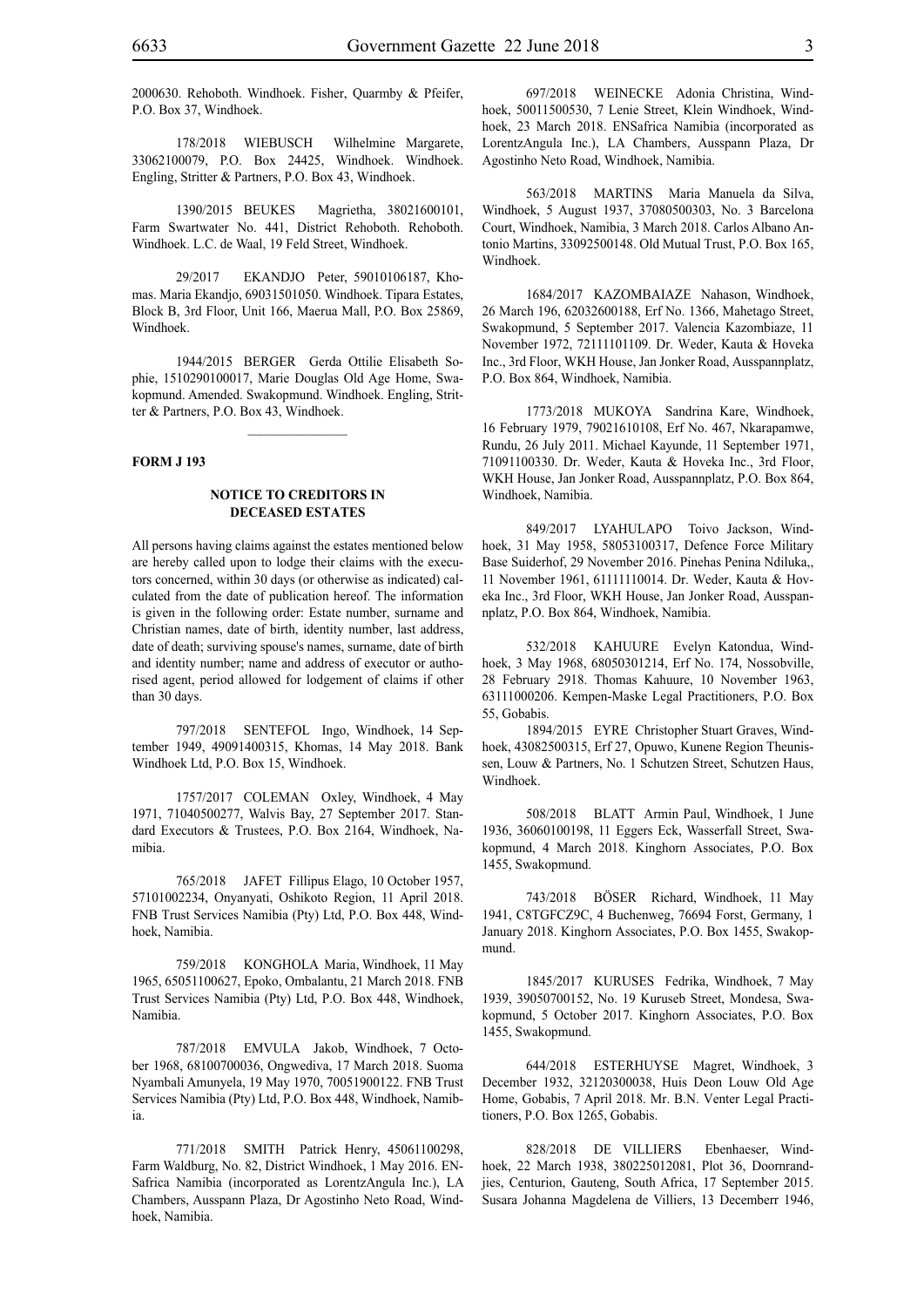2000630. Rehoboth. Windhoek. Fisher, Quarmby & Pfeifer, P.O. Box 37, Windhoek.

178/2018 WIEBUSCH Wilhelmine Margarete, 33062100079, P.O. Box 24425, Windhoek. Windhoek. Engling, Stritter & Partners, P.O. Box 43, Windhoek.

1390/2015 BEUKES Magrietha, 38021600101, Farm Swartwater No. 441, District Rehoboth. Rehoboth. Windhoek. L.C. de Waal, 19 Feld Street, Windhoek.

29/2017 EKANDJO Peter, 59010106187, Khomas. Maria Ekandjo, 69031501050. Windhoek. Tipara Estates, Block B, 3rd Floor, Unit 166, Maerua Mall, P.O. Box 25869, Windhoek.

1944/2015 BERGER Gerda Ottilie Elisabeth Sophie, 1510290100017, Marie Douglas Old Age Home, Swakopmund. Amended. Swakopmund. Windhoek. Engling, Stritter & Partners, P.O. Box 43, Windhoek.

---

**FORM J 193**

### NOTICE TO CREDITORS IN DECEASED ESTATES

All persons having claims against the estates mentioned below are hereby called upon to lodge their claims with the executors concerned, within 30 days (or otherwise as indicated) calculated from the date of publication hereof. The information is given in the following order: Estate number, surname and Christian names, date of birth, identity number, last address, date of death; surviving spouse's names, surname, date of birth and identity number; name and address of executor or authorised agent, period allowed for lodgement of claims if other than 30 days.

797/2018 SENTEFOL Ingo, Windhoek, 14 September 1949, 49091400315, Khomas, 14 May 2018. Bank Windhoek Ltd, P.O. Box 15, Windhoek.

1757/2017 COLEMAN Oxley, Windhoek, 4 May 1971, 71040500277, Walvis Bay, 27 September 2017. Standard Executors & Trustees, P.O. Box 2164, Windhoek, Namibia.

765/2018 JAFET Fillipus Elago, 10 October 1957, 57101002234, Onyanyati, Oshikoto Region, 11 April 2018. FNB Trust Services Namibia (Pty) Ltd, P.O. Box 448, Windhoek, Namibia.

759/2018 KONGHOLA Maria, Windhoek, 11 May 1965, 65051100627, Epoko, Ombalantu, 21 March 2018. FNB Trust Services Namibia (Pty) Ltd, P.O. Box 448, Windhoek, Namibia.

787/2018 EMVULA Jakob, Windhoek, 7 October 1968, 68100700036, Ongwediva, 17 March 2018. Suoma Nyambali Amunyela, 19 May 1970, 70051900122. FNB Trust Services Namibia (Pty) Ltd, P.O. Box 448, Windhoek, Namibia.

771/2018 SMITH Patrick Henry, 45061100298, Farm Waldburg, No. 82, District Windhoek, 1 May 2016. ENSafrica Namibia (incorporated as LorentzAngula Inc.), LA Chambers, Ausspann Plaza, Dr Agostinho Neto Road, Windhoek, Namibia.

697/2018 WEINECKE Adonia Christina, Windhoek, 50011500530, 7 Lenie Street, Klein Windhoek, Windhoek, 23 March 2018. ENSafrica Namibia (incorporated as LorentzAngula Inc.), LA Chambers, Ausspann Plaza, Dr Agostinho Neto Road, Windhoek, Namibia.

563/2018 MARTINS Maria Manuela da Silva, Windhoek, 5 August 1937, 37080500303, No. 3 Barcelona Court, Windhoek, Namibia, 3 March 2018. Carlos Albano Antonio Martins, 33092500148. Old Mutual Trust, P.O. Box 165, Windhoek.

1684/2017 KAZOMBAIAZE Nahason, Windhoek, 26 March 196, 62032600188, Erf No. 1366, Mahetago Street, Swakopmund, 5 September 2017. Valencia Kazombiaze, 11 November 1972, 72111101109. Dr. Weder, Kauta & Hoveka Inc., 3rd Floor, WKH House, Jan Jonker Road, Ausspannplatz, P.O. Box 864, Windhoek, Namibia.

1773/2018 MUKOYA Sandrina Kare, Windhoek, 16 February 1979, 79021610108, Erf No. 467, Nkarapamwe, Rundu, 26 July 2011. Michael Kayunde, 11 September 1971, 71091100330. Dr. Weder, Kauta & Hoveka Inc., 3rd Floor, WKH House, Jan Jonker Road, Ausspannplatz, P.O. Box 864, Windhoek, Namibia.

849/2017 LYAHULAPO Toivo Jackson, Windhoek, 31 May 1958, 58053100317, Defence Force Military Base Suiderhof, 29 November 2016. Pinehas Penina Ndiluka,, 11 November 1961, 61111110014. Dr. Weder, Kauta & Hoveka Inc., 3rd Floor, WKH House, Jan Jonker Road, Ausspannplatz, P.O. Box 864, Windhoek, Namibia.

532/2018 KAHUURE Evelyn Katondua, Windhoek, 3 May 1968, 68050301214, Erf No. 174, Nossobville, 28 February 2918. Thomas Kahuure, 10 November 1963, 63111000206. Kempen-Maske Legal Practitioners, P.O. Box 55, Gobabis.

1894/2015 EYRE Christopher Stuart Graves, Windhoek, 43082500315, Erf 27, Opuwo, Kunene Region Theunissen, Louw & Partners, No. 1 Schutzen Street, Schutzen Haus, Windhoek.

508/2018 BLATT Armin Paul, Windhoek, 1 June 1936, 36060100198, 11 Eggers Eck, Wasserfall Street, Swakopmund, 4 March 2018. Kinghorn Associates, P.O. Box 1455, Swakopmund.

743/2018 BÖSER Richard, Windhoek, 11 May 1941, C8TGFCZ9C, 4 Buchenweg, 76694 Forst, Germany, 1 January 2018. Kinghorn Associates, P.O. Box 1455, Swakopmund.

1845/2017 KURUSES Fedrika, Windhoek, 7 May 1939, 39050700152, No. 19 Kuruseb Street, Mondesa, Swakopmund, 5 October 2017. Kinghorn Associates, P.O. Box 1455, Swakopmund.

644/2018 ESTERHUYSE Magret, Windhoek, 3 December 1932, 32120300038, Huis Deon Louw Old Age Home, Gobabis, 7 April 2018. Mr. B.N. Venter Legal Practitioners, P.O. Box 1265, Gobabis.

828/2018 DE VILLIERS Ebenhaeser, Windhoek, 22 March 1938, 380225012081, Plot 36, Doornrandjies, Centurion, Gauteng, South Africa, 17 September 2015. Susara Johanna Magdelena de Villiers, 13 Decemberr 1946,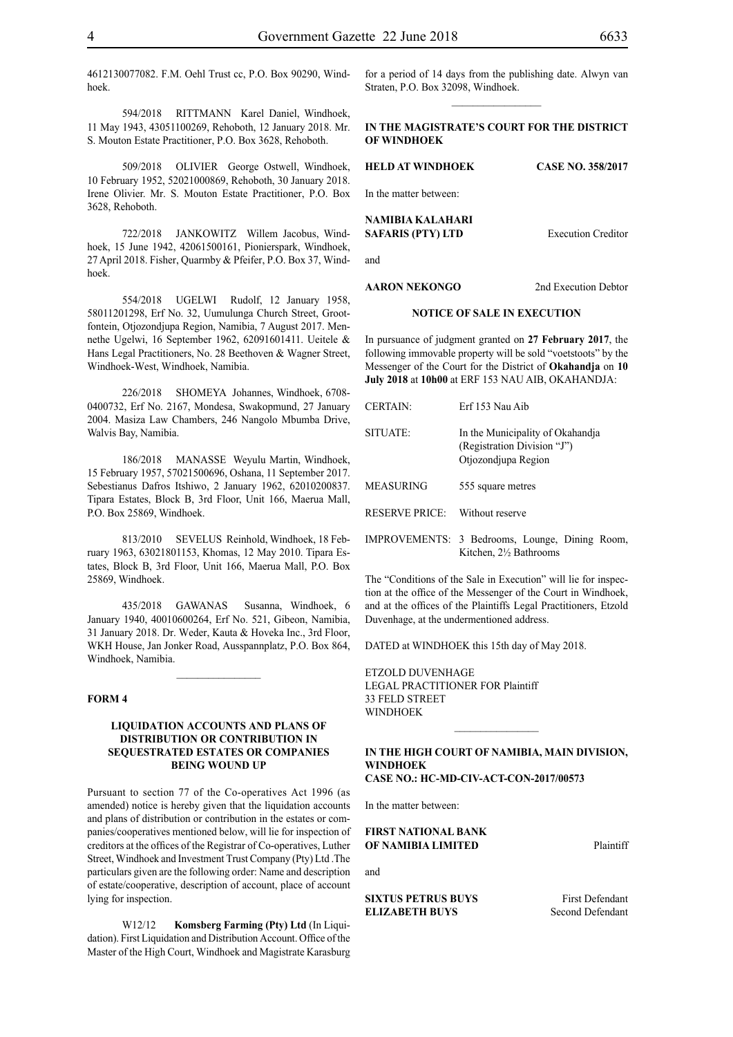4612130077082. F.M. Oehl Trust cc, P.O. Box 90290, Windhoek.

594/2018 RITTMANN Karel Daniel, Windhoek, 11 May 1943, 43051100269, Rehoboth, 12 January 2018. Mr. S. Mouton Estate Practitioner, P.O. Box 3628, Rehoboth.

509/2018 OLIVIER George Ostwell, Windhoek, 10 February 1952, 52021000869, Rehoboth, 30 January 2018. Irene Olivier. Mr. S. Mouton Estate Practitioner, P.O. Box 3628, Rehoboth.

722/2018 JANKOWITZ Willem Jacobus, Windhoek, 15 June 1942, 42061500161, Pionierspark, Windhoek, 27 April 2018. Fisher, Quarmby & Pfeifer, P.O. Box 37, Windhoek.

554/2018 UGELWI Rudolf, 12 January 1958, 58011201298, Erf No. 32, Uumulunga Church Street, Grootfontein, Otjozondjupa Region, Namibia, 7 August 2017. Mennethe Ugelwi, 16 September 1962, 62091601411. Ueitele & Hans Legal Practitioners, No. 28 Beethoven & Wagner Street, Windhoek-West, Windhoek, Namibia.

226/2018 SHOMEYA Johannes, Windhoek, 6708-0400732, Erf No. 2167, Mondesa, Swakopmund, 27 January 2004. Masiza Law Chambers, 246 Nangolo Mbumba Drive, Walvis Bay, Namibia.

186/2018 MANASSE Weyulu Martin, Windhoek, 15 February 1957, 57021500696, Oshana, 11 September 2017. Sebestianus Dafros Itshiwo, 2 January 1962, 62010200837. Tipara Estates, Block B, 3rd Floor, Unit 166, Maerua Mall, P.O. Box 25869, Windhoek.

813/2010 SEVELUS Reinhold, Windhoek, 18 February 1963, 63021801153, Khomas, 12 May 2010. Tipara Estates, Block B, 3rd Floor, Unit 166, Maerua Mall, P.O. Box 25869, Windhoek.

435/2018 GAWANAS Susanna, Windhoek, 6 January 1940, 40010600264, Erf No. 521, Gibeon, Namibia, 31 January 2018. Dr. Weder, Kauta & Hoveka Inc., 3rd Floor, WKH House, Jan Jonker Road, Ausspannplatz, P.O. Box 864, Windhoek, Namibia.

---

**FORM 4**

**LIQUIDATION ACCOUNTS AND PLANS OF DISTRIBUTION OR CONTRIBUTION IN SEQUESTRATED ESTATES OR COMPANIES BEING WOUND UP**

Pursuant to section 77 of the Co-operatives Act 1996 (as amended) notice is hereby given that the liquidation accounts and plans of distribution or contribution in the estates or companies/cooperatives mentioned below, will lie for inspection of creditors at the offices of the Registrar of Co-operatives, Luther Street, Windhoek and Investment Trust Company (Pty) Ltd .The particulars given are the following order: Name and description of estate/cooperative, description of account, place of account lying for inspection.

W12/12 **Komsberg Farming (Pty) Ltd** (In Liquidation). First Liquidation and Distribution Account. Office of the Master of the High Court, Windhoek and Magistrate Karasburg for a period of 14 days from the publishing date. Alwyn van Straten, P.O. Box 32098, Windhoek.

---

**IN THE MAGISTRATE'S COURT FOR THE DISTRICT OF WINDHOEK**

**HELD AT WINDHOEK** **CASE NO. 358/2017**

In the matter between:

**NAMIBIA KALAHARI SAFARIS (PTY) LTD** Execution Creditor

and

**AARON NEKONGO** 2nd Execution Debtor

**NOTICE OF SALE IN EXECUTION**

In pursuance of judgment granted on **27 February 2017**, the following immovable property will be sold "voetstoots" by the Messenger of the Court for the District of **Okahandja** on **10 July 2018** at **10h00** at ERF 153 NAU AIB, OKAHANDJA:

| | |
|---|---|
| CERTAIN: | Erf 153 Nau Aib |
| SITUATE: | In the Municipality of Okahandja (Registration Division "J") Otjozondjupa Region |
| MEASURING | 555 square metres |
| RESERVE PRICE: | Without reserve |
| IMPROVEMENTS: | 3 Bedrooms, Lounge, Dining Room, Kitchen, 2½ Bathrooms |

The "Conditions of the Sale in Execution" will lie for inspection at the office of the Messenger of the Court in Windhoek, and at the offices of the Plaintiffs Legal Practitioners, Etzold Duvenhage, at the undermentioned address.

DATED at WINDHOEK this 15th day of May 2018.

ETZOLD DUVENHAGE
LEGAL PRACTITIONER FOR Plaintiff
33 FELD STREET
WINDHOEK

---

**IN THE HIGH COURT OF NAMIBIA, MAIN DIVISION, WINDHOEK**
**CASE NO.: HC-MD-CIV-ACT-CON-2017/00573**

In the matter between:

**FIRST NATIONAL BANK OF NAMIBIA LIMITED** Plaintiff

and

**SIXTUS PETRUS BUYS** First Defendant
**ELIZABETH BUYS** Second Defendant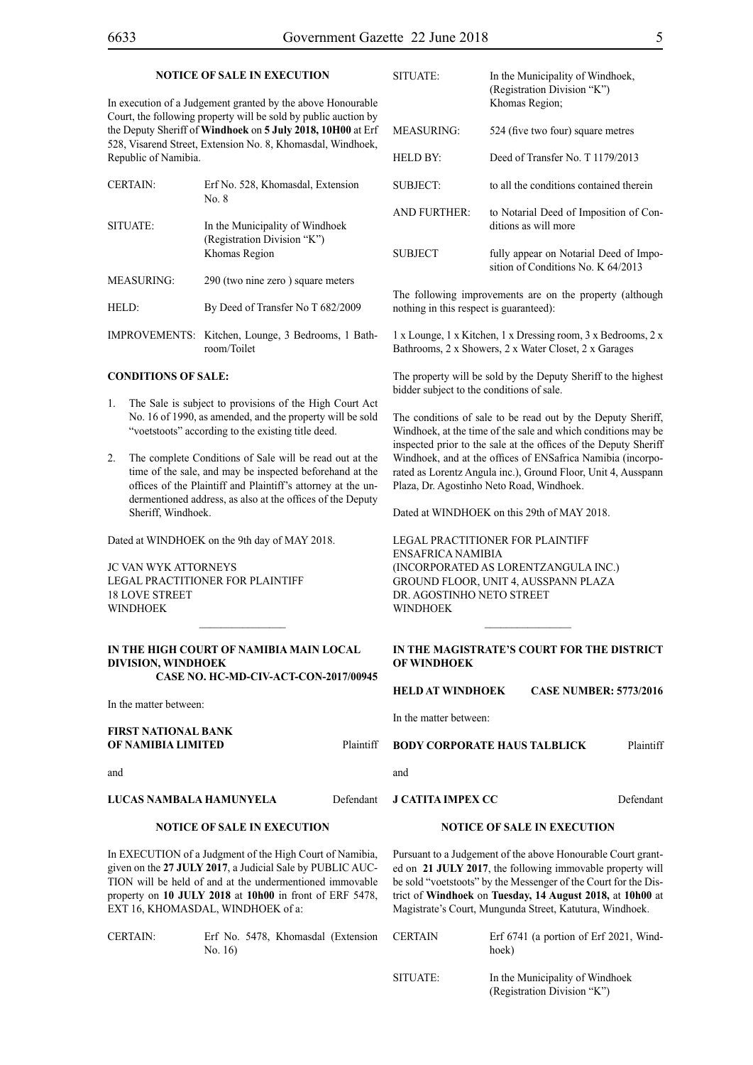**NOTICE OF SALE IN EXECUTION**

In execution of a Judgement granted by the above Honourable Court, the following property will be sold by public auction by the Deputy Sheriff of **Windhoek** on **5 July 2018, 10H00** at Erf 528, Visarend Street, Extension No. 8, Khomasdal, Windhoek, Republic of Namibia.

| | |
|---|---|
| CERTAIN: | Erf No. 528, Khomasdal, Extension No. 8 |
| SITUATE: | In the Municipality of Windhoek (Registration Division "K") Khomas Region |
| MEASURING: | 290 (two nine zero ) square meters |
| HELD: | By Deed of Transfer No T 682/2009 |
| IMPROVEMENTS: | Kitchen, Lounge, 3 Bedrooms, 1 Bathroom/Toilet |

**CONDITIONS OF SALE:**

1. The Sale is subject to provisions of the High Court Act No. 16 of 1990, as amended, and the property will be sold "voetstoots" according to the existing title deed.
2. The complete Conditions of Sale will be read out at the time of the sale, and may be inspected beforehand at the offices of the Plaintiff and Plaintiff's attorney at the undermentioned address, as also at the offices of the Deputy Sheriff, Windhoek.

Dated at WINDHOEK on the 9th day of MAY 2018.

JC VAN WYK ATTORNEYS
LEGAL PRACTITIONER FOR PLAINTIFF
18 LOVE STREET
WINDHOEK

---

**IN THE HIGH COURT OF NAMIBIA MAIN LOCAL DIVISION, WINDHOEK**
**CASE NO. HC-MD-CIV-ACT-CON-2017/00945**

In the matter between:

**FIRST NATIONAL BANK OF NAMIBIA LIMITED** Plaintiff

and

**LUCAS NAMBALA HAMUNYELA** Defendant

**NOTICE OF SALE IN EXECUTION**

In EXECUTION of a Judgment of the High Court of Namibia, given on the **27 JULY 2017**, a Judicial Sale by PUBLIC AUCTION will be held of and at the undermentioned immovable property on **10 JULY 2018** at **10h00** in front of ERF 5478, EXT 16, KHOMASDAL, WINDHOEK of a:

| | |
|---|---|
| CERTAIN: | Erf No. 5478, Khomasdal (Extension No. 16) |
| SITUATE: | In the Municipality of Windhoek, (Registration Division "K") Khomas Region; |
| MEASURING: | 524 (five two four) square metres |
| HELD BY: | Deed of Transfer No. T 1179/2013 |
| SUBJECT: | to all the conditions contained therein |
| AND FURTHER: | to Notarial Deed of Imposition of Conditions as will more |
| SUBJECT | fully appear on Notarial Deed of Imposition of Conditions No. K 64/2013 |

The following improvements are on the property (although nothing in this respect is guaranteed):

1 x Lounge, 1 x Kitchen, 1 x Dressing room, 3 x Bedrooms, 2 x Bathrooms, 2 x Showers, 2 x Water Closet, 2 x Garages

The property will be sold by the Deputy Sheriff to the highest bidder subject to the conditions of sale.

The conditions of sale to be read out by the Deputy Sheriff, Windhoek, at the time of the sale and which conditions may be inspected prior to the sale at the offices of the Deputy Sheriff Windhoek, and at the offices of ENSafrica Namibia (incorporated as Lorentz Angula inc.), Ground Floor, Unit 4, Ausspann Plaza, Dr. Agostinho Neto Road, Windhoek.

Dated at WINDHOEK on this 29th of MAY 2018.

LEGAL PRACTITIONER FOR PLAINTIFF
ENSAFRICA NAMIBIA
(INCORPORATED AS LORENTZANGULA INC.)
GROUND FLOOR, UNIT 4, AUSSPANN PLAZA
DR. AGOSTINHO NETO STREET
WINDHOEK

---

**IN THE MAGISTRATE'S COURT FOR THE DISTRICT OF WINDHOEK**

**HELD AT WINDHOEK CASE NUMBER: 5773/2016**

In the matter between:

**BODY CORPORATE HAUS TALBLICK** Plaintiff

and

**J CATITA IMPEX CC** Defendant

**NOTICE OF SALE IN EXECUTION**

Pursuant to a Judgement of the above Honourable Court granted on **21 JULY 2017**, the following immovable property will be sold "voetstoots" by the Messenger of the Court for the District of **Windhoek** on **Tuesday, 14 August 2018,** at **10h00** at Magistrate's Court, Mungunda Street, Katutura, Windhoek.

| | |
|---|---|
| CERTAIN | Erf 6741 (a portion of Erf 2021, Windhoek) |
| SITUATE: | In the Municipality of Windhoek (Registration Division "K") |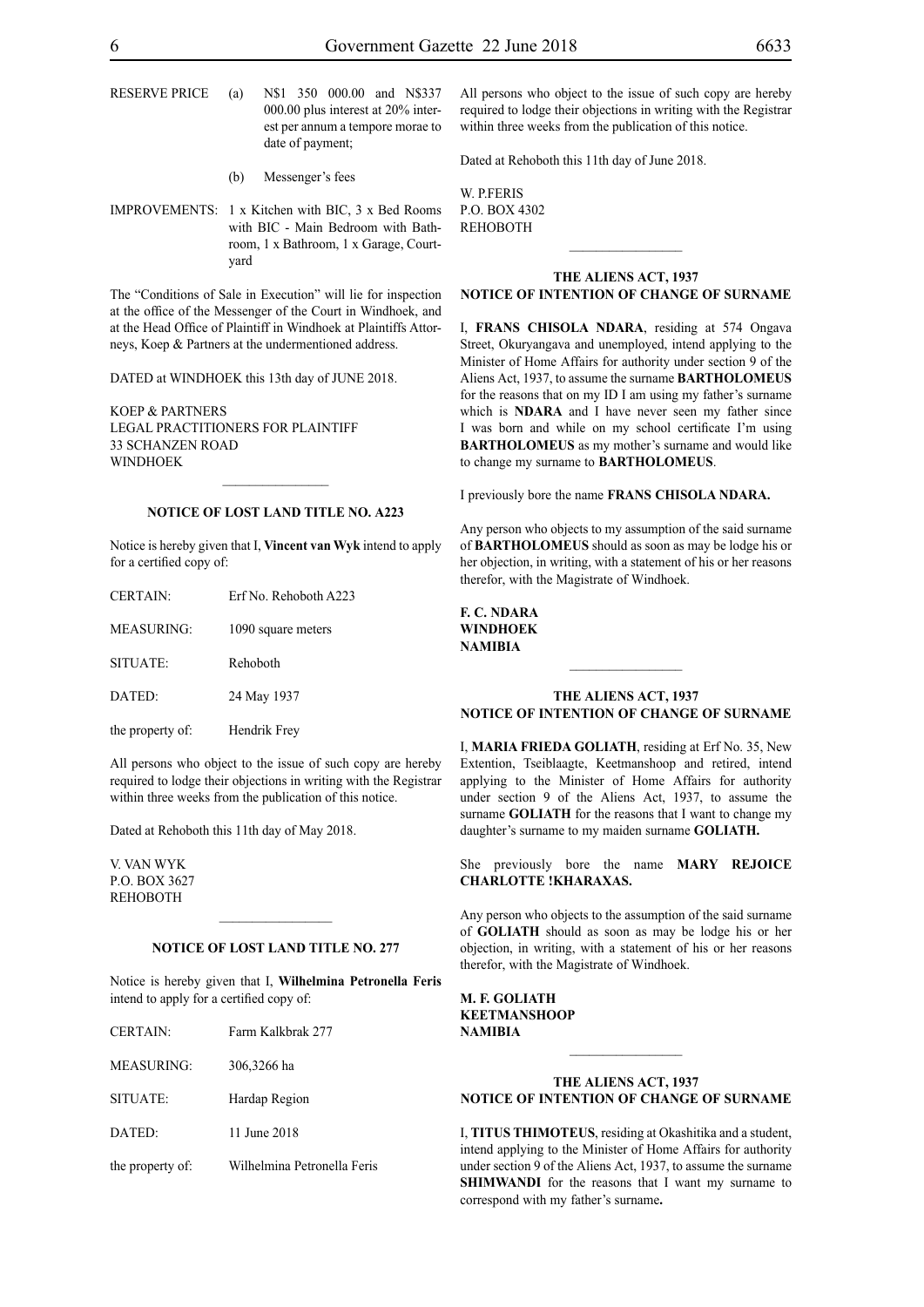| | | |
|---|---|---|
| RESERVE PRICE | (a) | N$1 350 000.00 and N$337 000.00 plus interest at 20% interest per annum a tempore morae to date of payment; |
| | (b) | Messenger's fees |
| IMPROVEMENTS: | | 1 x Kitchen with BIC, 3 x Bed Rooms with BIC - Main Bedroom with Bathroom, 1 x Bathroom, 1 x Garage, Courtyard |

The "Conditions of Sale in Execution" will lie for inspection at the office of the Messenger of the Court in Windhoek, and at the Head Office of Plaintiff in Windhoek at Plaintiffs Attorneys, Koep & Partners at the undermentioned address.

DATED at WINDHOEK this 13th day of JUNE 2018.

KOEP & PARTNERS
LEGAL PRACTITIONERS FOR PLAINTIFF
33 SCHANZEN ROAD
WINDHOEK

## NOTICE OF LOST LAND TITLE NO. A223

Notice is hereby given that I, **Vincent van Wyk** intend to apply for a certified copy of:

| | |
|---|---|
| CERTAIN: | Erf No. Rehoboth A223 |
| MEASURING: | 1090 square meters |
| SITUATE: | Rehoboth |
| DATED: | 24 May 1937 |
| the property of: | Hendrik Frey |

All persons who object to the issue of such copy are hereby required to lodge their objections in writing with the Registrar within three weeks from the publication of this notice.

Dated at Rehoboth this 11th day of May 2018.

V. VAN WYK
P.O. BOX 3627
REHOBOTH

## NOTICE OF LOST LAND TITLE NO. 277

Notice is hereby given that I, **Wilhelmina Petronella Feris** intend to apply for a certified copy of:

| | |
|---|---|
| CERTAIN: | Farm Kalkbrak 277 |
| MEASURING: | 306,3266 ha |
| SITUATE: | Hardap Region |
| DATED: | 11 June 2018 |
| the property of: | Wilhelmina Petronella Feris |

All persons who object to the issue of such copy are hereby required to lodge their objections in writing with the Registrar within three weeks from the publication of this notice.

Dated at Rehoboth this 11th day of June 2018.

W. P.FERIS
P.O. BOX 4302
REHOBOTH

## THE ALIENS ACT, 1937
## NOTICE OF INTENTION OF CHANGE OF SURNAME

I, **FRANS CHISOLA NDARA**, residing at 574 Ongava Street, Okuryangava and unemployed, intend applying to the Minister of Home Affairs for authority under section 9 of the Aliens Act, 1937, to assume the surname **BARTHOLOMEUS** for the reasons that on my ID I am using my father's surname which is **NDARA** and I have never seen my father since I was born and while on my school certificate I'm using **BARTHOLOMEUS** as my mother's surname and would like to change my surname to **BARTHOLOMEUS**.

I previously bore the name **FRANS CHISOLA NDARA.**

Any person who objects to my assumption of the said surname of **BARTHOLOMEUS** should as soon as may be lodge his or her objection, in writing, with a statement of his or her reasons therefor, with the Magistrate of Windhoek.

**F. C. NDARA**
**WINDHOEK**
**NAMIBIA**

## THE ALIENS ACT, 1937
## NOTICE OF INTENTION OF CHANGE OF SURNAME

I, **MARIA FRIEDA GOLIATH**, residing at Erf No. 35, New Extention, Tseiblaagte, Keetmanshoop and retired, intend applying to the Minister of Home Affairs for authority under section 9 of the Aliens Act, 1937, to assume the surname **GOLIATH** for the reasons that I want to change my daughter's surname to my maiden surname **GOLIATH.**

She previously bore the name **MARY REJOICE CHARLOTTE !KHARAXAS.**

Any person who objects to the assumption of the said surname of **GOLIATH** should as soon as may be lodge his or her objection, in writing, with a statement of his or her reasons therefor, with the Magistrate of Windhoek.

**M. F. GOLIATH**
**KEETMANSHOOP**
**NAMIBIA**

## THE ALIENS ACT, 1937
## NOTICE OF INTENTION OF CHANGE OF SURNAME

I, **TITUS THIMOTEUS**, residing at Okashitika and a student, intend applying to the Minister of Home Affairs for authority under section 9 of the Aliens Act, 1937, to assume the surname **SHIMWANDI** for the reasons that I want my surname to correspond with my father's surname**.**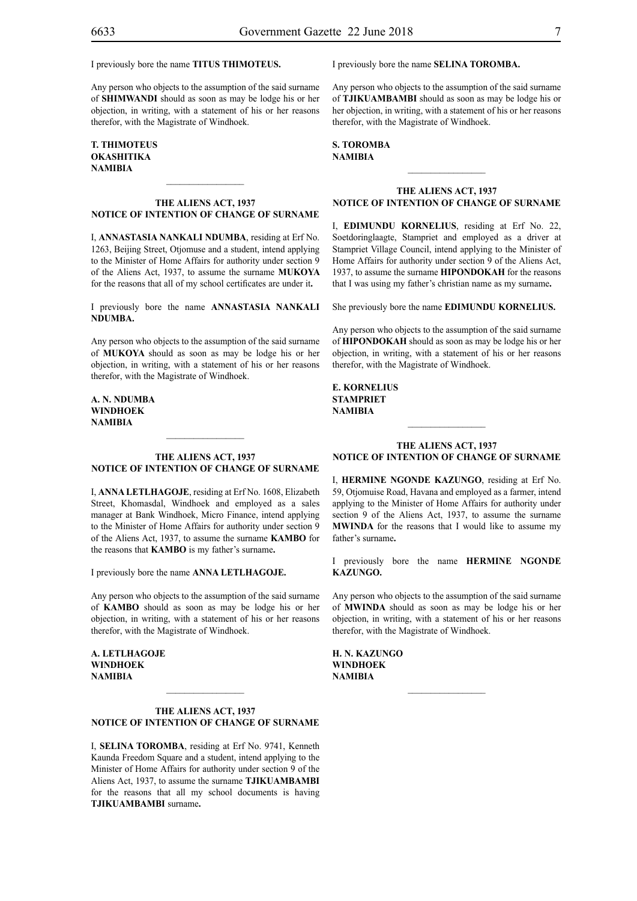I previously bore the name **TITUS THIMOTEUS.**

Any person who objects to the assumption of the said surname of **SHIMWANDI** should as soon as may be lodge his or her objection, in writing, with a statement of his or her reasons therefor, with the Magistrate of Windhoek.

**T. THIMOTEUS**
**OKASHITIKA**
**NAMIBIA**

---

### THE ALIENS ACT, 1937
### NOTICE OF INTENTION OF CHANGE OF SURNAME

I, **ANNASTASIA NANKALI NDUMBA**, residing at Erf No. 1263, Beijing Street, Otjomuse and a student, intend applying to the Minister of Home Affairs for authority under section 9 of the Aliens Act, 1937, to assume the surname **MUKOYA** for the reasons that all of my school certificates are under it**.**

I previously bore the name **ANNASTASIA NANKALI NDUMBA.**

Any person who objects to the assumption of the said surname of **MUKOYA** should as soon as may be lodge his or her objection, in writing, with a statement of his or her reasons therefor, with the Magistrate of Windhoek.

**A. N. NDUMBA**
**WINDHOEK**
**NAMIBIA**

---

### THE ALIENS ACT, 1937
### NOTICE OF INTENTION OF CHANGE OF SURNAME

I, **ANNA LETLHAGOJE**, residing at Erf No. 1608, Elizabeth Street, Khomasdal, Windhoek and employed as a sales manager at Bank Windhoek, Micro Finance, intend applying to the Minister of Home Affairs for authority under section 9 of the Aliens Act, 1937, to assume the surname **KAMBO** for the reasons that **KAMBO** is my father's surname**.**

I previously bore the name **ANNA LETLHAGOJE.**

Any person who objects to the assumption of the said surname of **KAMBO** should as soon as may be lodge his or her objection, in writing, with a statement of his or her reasons therefor, with the Magistrate of Windhoek.

**A. LETLHAGOJE**
**WINDHOEK**
**NAMIBIA**

---

### THE ALIENS ACT, 1937
### NOTICE OF INTENTION OF CHANGE OF SURNAME

I, **SELINA TOROMBA**, residing at Erf No. 9741, Kenneth Kaunda Freedom Square and a student, intend applying to the Minister of Home Affairs for authority under section 9 of the Aliens Act, 1937, to assume the surname **TJIKUAMBAMBI** for the reasons that all my school documents is having **TJIKUAMBAMBI** surname**.**

I previously bore the name **SELINA TOROMBA.**

Any person who objects to the assumption of the said surname of **TJIKUAMBAMBI** should as soon as may be lodge his or her objection, in writing, with a statement of his or her reasons therefor, with the Magistrate of Windhoek.

**S. TOROMBA**
**NAMIBIA**

---

### THE ALIENS ACT, 1937
### NOTICE OF INTENTION OF CHANGE OF SURNAME

I, **EDIMUNDU KORNELIUS**, residing at Erf No. 22, Soetdoringlaagte, Stampriet and employed as a driver at Stampriet Village Council, intend applying to the Minister of Home Affairs for authority under section 9 of the Aliens Act, 1937, to assume the surname **HIPONDOKAH** for the reasons that I was using my father's christian name as my surname**.**

She previously bore the name **EDIMUNDU KORNELIUS.**

Any person who objects to the assumption of the said surname of **HIPONDOKAH** should as soon as may be lodge his or her objection, in writing, with a statement of his or her reasons therefor, with the Magistrate of Windhoek.

**E. KORNELIUS**
**STAMPRIET**
**NAMIBIA**

---

### THE ALIENS ACT, 1937
### NOTICE OF INTENTION OF CHANGE OF SURNAME

I, **HERMINE NGONDE KAZUNGO**, residing at Erf No. 59, Otjomuise Road, Havana and employed as a farmer, intend applying to the Minister of Home Affairs for authority under section 9 of the Aliens Act, 1937, to assume the surname **MWINDA** for the reasons that I would like to assume my father's surname**.**

I previously bore the name **HERMINE NGONDE KAZUNGO.**

Any person who objects to the assumption of the said surname of **MWINDA** should as soon as may be lodge his or her objection, in writing, with a statement of his or her reasons therefor, with the Magistrate of Windhoek.

**H. N. KAZUNGO**
**WINDHOEK**
**NAMIBIA**

---